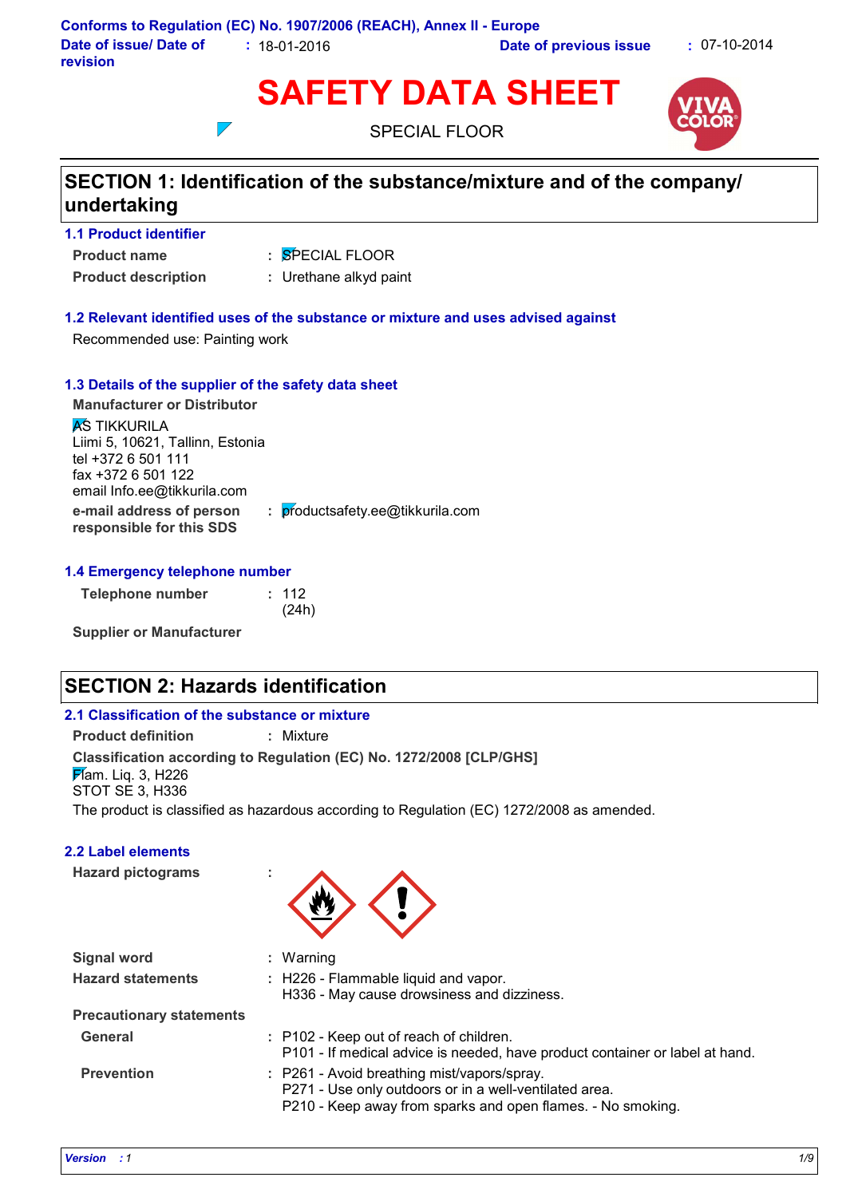Conforms to Regulation (EC) No. 1907/2006 (REACH), Annex II - Europe

**Date of issue/ Date of revision** : 18-01-2016 **Date of previous issue** : 07-10-2014

# SAFETY DATA SHEET

SPECIAL FLOOR

## SECTION 1: Identification of the substance/mixture and of the company/ undertaking

### 1.1 Product identifier

**Product name** : SPECIAL FLOOR

**Product description** : Urethane alkyd paint

### 1.2 Relevant identified uses of the substance or mixture and uses advised against

Recommended use: Painting work

### 1.3 Details of the supplier of the safety data sheet

**Manufacturer or Distributor**

AS TIKKURILA
Liimi 5, 10621, Tallinn, Estonia
tel +372 6 501 111
fax +372 6 501 122
email Info.ee@tikkurila.com

**e-mail address of person responsible for this SDS** : productsafety.ee@tikkurila.com

### 1.4 Emergency telephone number

**Telephone number** : 112
(24h)

**Supplier or Manufacturer**

## SECTION 2: Hazards identification

### 2.1 Classification of the substance or mixture

**Product definition** : Mixture

**Classification according to Regulation (EC) No. 1272/2008 [CLP/GHS]**

Flam. Liq. 3, H226
STOT SE 3, H336

The product is classified as hazardous according to Regulation (EC) 1272/2008 as amended.

### 2.2 Label elements

**Hazard pictograms** :

**Signal word** : Warning

**Hazard statements** : H226 - Flammable liquid and vapor.
H336 - May cause drowsiness and dizziness.

**Precautionary statements**

**General** : P102 - Keep out of reach of children.
P101 - If medical advice is needed, have product container or label at hand.

**Prevention** : P261 - Avoid breathing mist/vapors/spray.
P271 - Use only outdoors or in a well-ventilated area.
P210 - Keep away from sparks and open flames. - No smoking.

*Version : 1*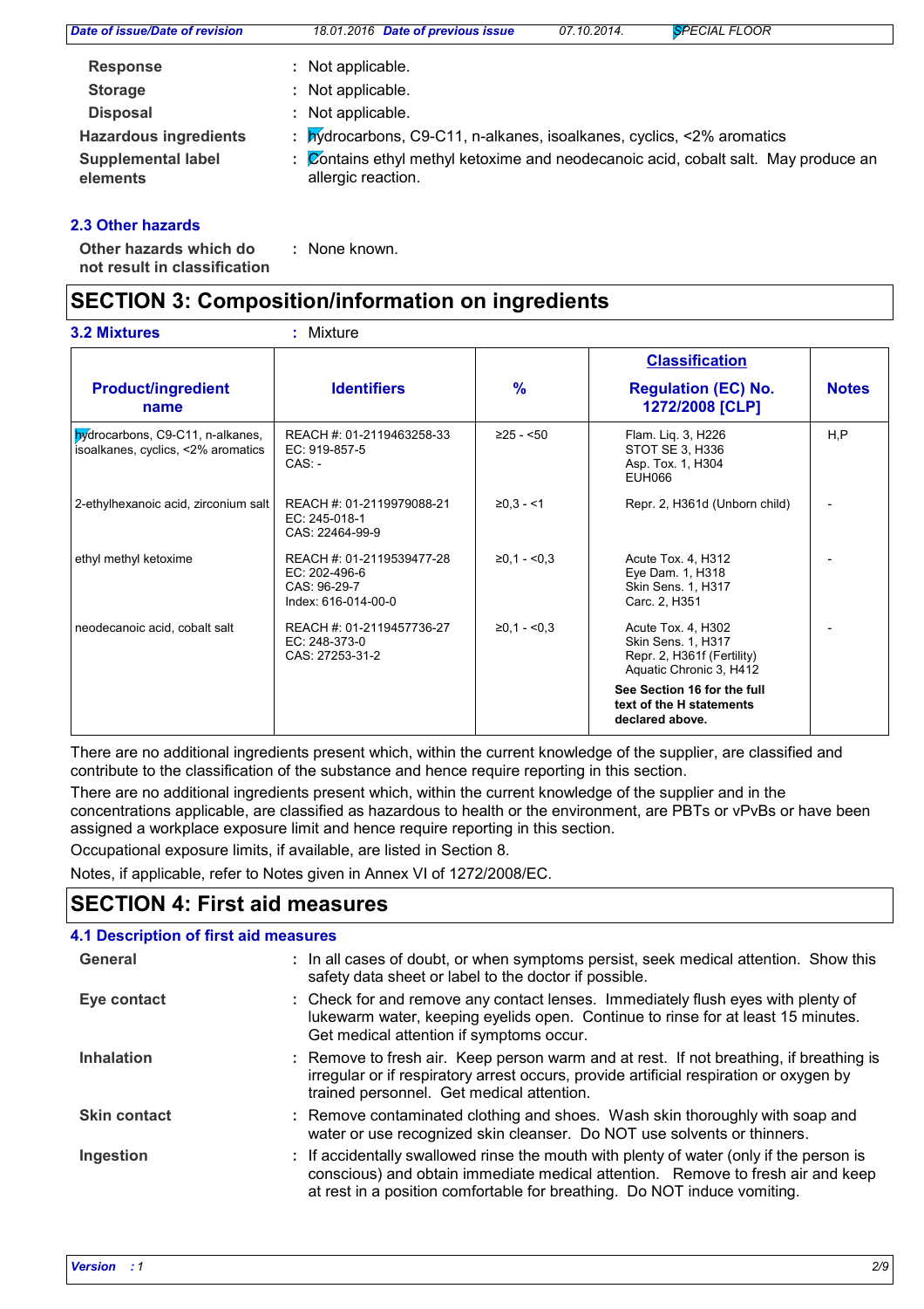**Response** : Not applicable.

**Storage** : Not applicable.

**Disposal** : Not applicable.

**Hazardous ingredients** : hydrocarbons, C9-C11, n-alkanes, isoalkanes, cyclics, <2% aromatics

**Supplemental label elements** : Contains ethyl methyl ketoxime and neodecanoic acid, cobalt salt. May produce an allergic reaction.

### 2.3 Other hazards

**Other hazards which do not result in classification** : None known.

## SECTION 3: Composition/information on ingredients

### 3.2 Mixtures : Mixture

| Product/ingredient name | Identifiers | % | Classification Regulation (EC) No. 1272/2008 [CLP] | Notes |
|---|---|---|---|---|
| hydrocarbons, C9-C11, n-alkanes, isoalkanes, cyclics, <2% aromatics | REACH #: 01-2119463258-33<br>EC: 919-857-5<br>CAS: - | ≥25 - <50 | Flam. Liq. 3, H226<br>STOT SE 3, H336<br>Asp. Tox. 1, H304<br>EUH066 | H,P |
| 2-ethylhexanoic acid, zirconium salt | REACH #: 01-2119979088-21<br>EC: 245-018-1<br>CAS: 22464-99-9 | ≥0,3 - <1 | Repr. 2, H361d (Unborn child) | - |
| ethyl methyl ketoxime | REACH #: 01-2119539477-28<br>EC: 202-496-6<br>CAS: 96-29-7<br>Index: 616-014-00-0 | ≥0,1 - <0,3 | Acute Tox. 4, H312<br>Eye Dam. 1, H318<br>Skin Sens. 1, H317<br>Carc. 2, H351 | - |
| neodecanoic acid, cobalt salt | REACH #: 01-2119457736-27<br>EC: 248-373-0<br>CAS: 27253-31-2 | ≥0,1 - <0,3 | Acute Tox. 4, H302<br>Skin Sens. 1, H317<br>Repr. 2, H361f (Fertility)<br>Aquatic Chronic 3, H412 | - |
| | | | **See Section 16 for the full text of the H statements declared above.** | |

There are no additional ingredients present which, within the current knowledge of the supplier, are classified and contribute to the classification of the substance and hence require reporting in this section.

There are no additional ingredients present which, within the current knowledge of the supplier and in the concentrations applicable, are classified as hazardous to health or the environment, are PBTs or vPvBs or have been assigned a workplace exposure limit and hence require reporting in this section.

Occupational exposure limits, if available, are listed in Section 8.

Notes, if applicable, refer to Notes given in Annex VI of 1272/2008/EC.

## SECTION 4: First aid measures

### 4.1 Description of first aid measures

**General** : In all cases of doubt, or when symptoms persist, seek medical attention. Show this safety data sheet or label to the doctor if possible.

**Eye contact** : Check for and remove any contact lenses. Immediately flush eyes with plenty of lukewarm water, keeping eyelids open. Continue to rinse for at least 15 minutes. Get medical attention if symptoms occur.

**Inhalation** : Remove to fresh air. Keep person warm and at rest. If not breathing, if breathing is irregular or if respiratory arrest occurs, provide artificial respiration or oxygen by trained personnel. Get medical attention.

**Skin contact** : Remove contaminated clothing and shoes. Wash skin thoroughly with soap and water or use recognized skin cleanser. Do NOT use solvents or thinners.

**Ingestion** : If accidentally swallowed rinse the mouth with plenty of water (only if the person is conscious) and obtain immediate medical attention. Remove to fresh air and keep at rest in a position comfortable for breathing. Do NOT induce vomiting.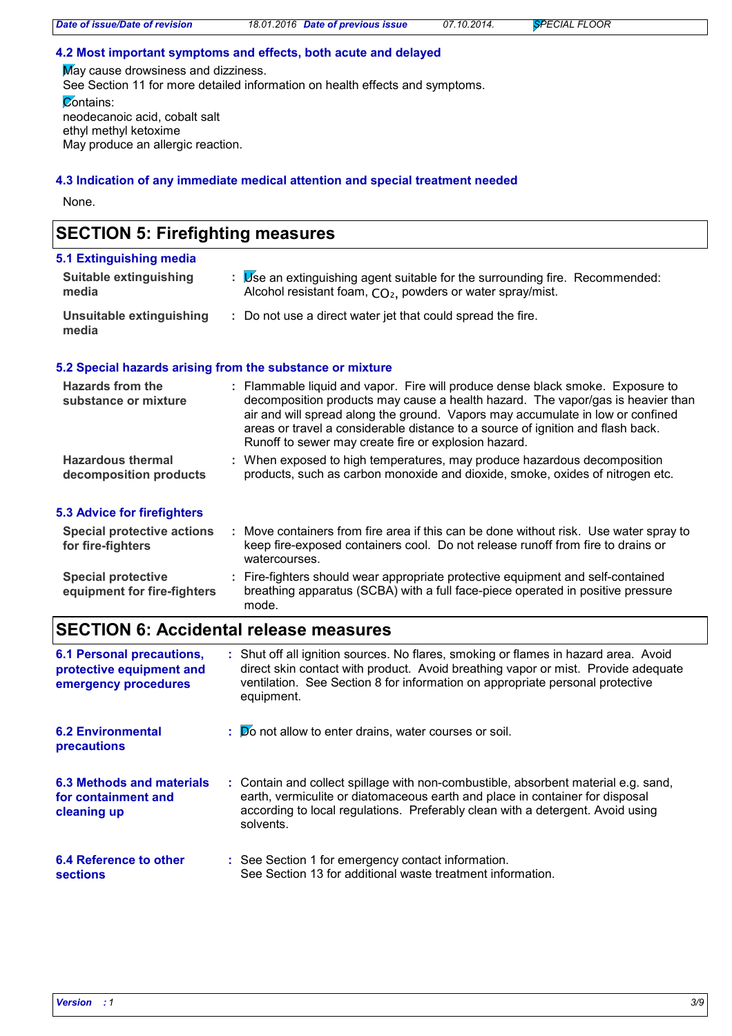### 4.2 Most important symptoms and effects, both acute and delayed

May cause drowsiness and dizziness.
See Section 11 for more detailed information on health effects and symptoms.

Contains:
neodecanoic acid, cobalt salt
ethyl methyl ketoxime
May produce an allergic reaction.

### 4.3 Indication of any immediate medical attention and special treatment needed

None.

## SECTION 5: Firefighting measures

### 5.1 Extinguishing media

**Suitable extinguishing media** : Use an extinguishing agent suitable for the surrounding fire. Recommended: Alcohol resistant foam, $CO_2$, powders or water spray/mist.

**Unsuitable extinguishing media** : Do not use a direct water jet that could spread the fire.

### 5.2 Special hazards arising from the substance or mixture

**Hazards from the substance or mixture** : Flammable liquid and vapor. Fire will produce dense black smoke. Exposure to decomposition products may cause a health hazard. The vapor/gas is heavier than air and will spread along the ground. Vapors may accumulate in low or confined areas or travel a considerable distance to a source of ignition and flash back. Runoff to sewer may create fire or explosion hazard.

**Hazardous thermal decomposition products** : When exposed to high temperatures, may produce hazardous decomposition products, such as carbon monoxide and dioxide, smoke, oxides of nitrogen etc.

### 5.3 Advice for firefighters

**Special protective actions for fire-fighters** : Move containers from fire area if this can be done without risk. Use water spray to keep fire-exposed containers cool. Do not release runoff from fire to drains or watercourses.

**Special protective equipment for fire-fighters** : Fire-fighters should wear appropriate protective equipment and self-contained breathing apparatus (SCBA) with a full face-piece operated in positive pressure mode.

## SECTION 6: Accidental release measures

**6.1 Personal precautions, protective equipment and emergency procedures** : Shut off all ignition sources. No flares, smoking or flames in hazard area. Avoid direct skin contact with product. Avoid breathing vapor or mist. Provide adequate ventilation. See Section 8 for information on appropriate personal protective equipment.

**6.2 Environmental precautions** : Do not allow to enter drains, water courses or soil.

**6.3 Methods and materials for containment and cleaning up** : Contain and collect spillage with non-combustible, absorbent material e.g. sand, earth, vermiculite or diatomaceous earth and place in container for disposal according to local regulations. Preferably clean with a detergent. Avoid using solvents.

**6.4 Reference to other sections** : See Section 1 for emergency contact information.
See Section 13 for additional waste treatment information.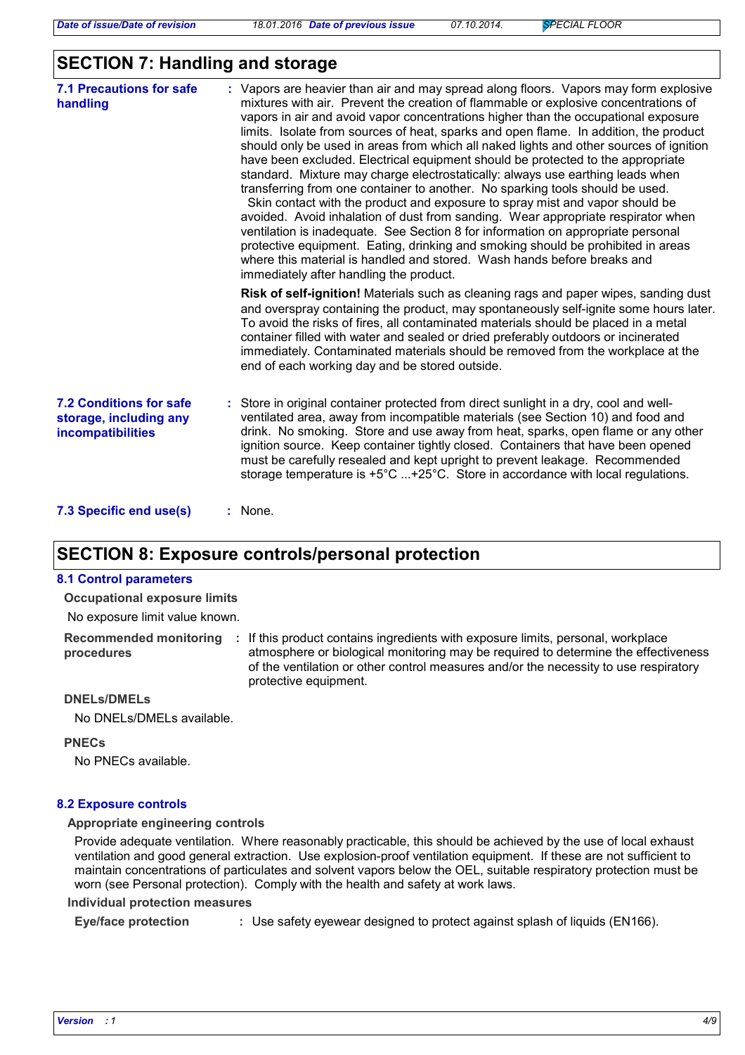## SECTION 7: Handling and storage

**7.1 Precautions for safe handling** : Vapors are heavier than air and may spread along floors. Vapors may form explosive mixtures with air. Prevent the creation of flammable or explosive concentrations of vapors in air and avoid vapor concentrations higher than the occupational exposure limits. Isolate from sources of heat, sparks and open flame. In addition, the product should only be used in areas from which all naked lights and other sources of ignition have been excluded. Electrical equipment should be protected to the appropriate standard. Mixture may charge electrostatically: always use earthing leads when transferring from one container to another. No sparking tools should be used. Skin contact with the product and exposure to spray mist and vapor should be avoided. Avoid inhalation of dust from sanding. Wear appropriate respirator when ventilation is inadequate. See Section 8 for information on appropriate personal protective equipment. Eating, drinking and smoking should be prohibited in areas where this material is handled and stored. Wash hands before breaks and immediately after handling the product.

**Risk of self-ignition!** Materials such as cleaning rags and paper wipes, sanding dust and overspray containing the product, may spontaneously self-ignite some hours later. To avoid the risks of fires, all contaminated materials should be placed in a metal container filled with water and sealed or dried preferably outdoors or incinerated immediately. Contaminated materials should be removed from the workplace at the end of each working day and be stored outside.

**7.2 Conditions for safe storage, including any incompatibilities** : Store in original container protected from direct sunlight in a dry, cool and well-ventilated area, away from incompatible materials (see Section 10) and food and drink. No smoking. Store and use away from heat, sparks, open flame or any other ignition source. Keep container tightly closed. Containers that have been opened must be carefully resealed and kept upright to prevent leakage. Recommended storage temperature is +5°C ...+25°C. Store in accordance with local regulations.

**7.3 Specific end use(s)** : None.

## SECTION 8: Exposure controls/personal protection

### 8.1 Control parameters

**Occupational exposure limits**

No exposure limit value known.

**Recommended monitoring procedures** : If this product contains ingredients with exposure limits, personal, workplace atmosphere or biological monitoring may be required to determine the effectiveness of the ventilation or other control measures and/or the necessity to use respiratory protective equipment.

**DNELs/DMELs**

No DNELs/DMELs available.

**PNECs**

No PNECs available.

### 8.2 Exposure controls

**Appropriate engineering controls**

Provide adequate ventilation. Where reasonably practicable, this should be achieved by the use of local exhaust ventilation and good general extraction. Use explosion-proof ventilation equipment. If these are not sufficient to maintain concentrations of particulates and solvent vapors below the OEL, suitable respiratory protection must be worn (see Personal protection). Comply with the health and safety at work laws.

**Individual protection measures**

**Eye/face protection** : Use safety eyewear designed to protect against splash of liquids (EN166).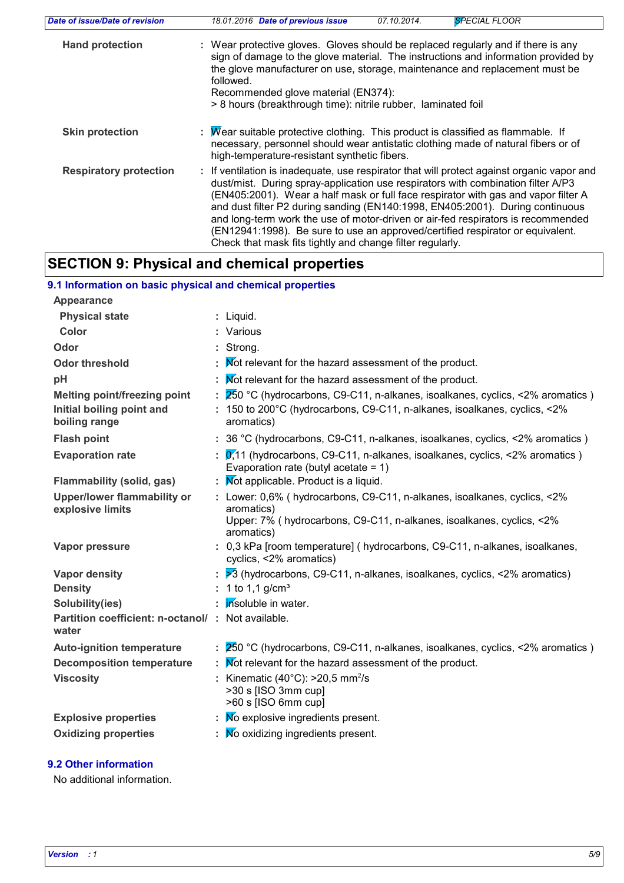**Hand protection** : Wear protective gloves. Gloves should be replaced regularly and if there is any sign of damage to the glove material. The instructions and information provided by the glove manufacturer on use, storage, maintenance and replacement must be followed.
Recommended glove material (EN374):
> 8 hours (breakthrough time): nitrile rubber, laminated foil

**Skin protection** : Wear suitable protective clothing. This product is classified as flammable. If necessary, personnel should wear antistatic clothing made of natural fibers or of high-temperature-resistant synthetic fibers.

**Respiratory protection** : If ventilation is inadequate, use respirator that will protect against organic vapor and dust/mist. During spray-application use respirators with combination filter A/P3 (EN405:2001). Wear a half mask or full face respirator with gas and vapor filter A and dust filter P2 during sanding (EN140:1998, EN405:2001). During continuous and long-term work the use of motor-driven or air-fed respirators is recommended (EN12941:1998). Be sure to use an approved/certified respirator or equivalent. Check that mask fits tightly and change filter regularly.

# SECTION 9: Physical and chemical properties

## 9.1 Information on basic physical and chemical properties

**Appearance**

| Property | Value |
|---|---|
| **Physical state** | Liquid. |
| **Color** | Various |
| **Odor** | Strong. |
| **Odor threshold** | Not relevant for the hazard assessment of the product. |
| **pH** | Not relevant for the hazard assessment of the product. |
| **Melting point/freezing point** | 250 °C (hydrocarbons, C9-C11, n-alkanes, isoalkanes, cyclics, <2% aromatics ) |
| **Initial boiling point and boiling range** | 150 to 200°C (hydrocarbons, C9-C11, n-alkanes, isoalkanes, cyclics, <2% aromatics) |
| **Flash point** | 36 °C (hydrocarbons, C9-C11, n-alkanes, isoalkanes, cyclics, <2% aromatics ) |
| **Evaporation rate** | 0,11 (hydrocarbons, C9-C11, n-alkanes, isoalkanes, cyclics, <2% aromatics ) Evaporation rate (butyl acetate = 1) |
| **Flammability (solid, gas)** | Not applicable. Product is a liquid. |
| **Upper/lower flammability or explosive limits** | Lower: 0,6% ( hydrocarbons, C9-C11, n-alkanes, isoalkanes, cyclics, <2% aromatics)<br>Upper: 7% ( hydrocarbons, C9-C11, n-alkanes, isoalkanes, cyclics, <2% aromatics) |
| **Vapor pressure** | 0,3 kPa [room temperature] ( hydrocarbons, C9-C11, n-alkanes, isoalkanes, cyclics, <2% aromatics) |
| **Vapor density** | >3 (hydrocarbons, C9-C11, n-alkanes, isoalkanes, cyclics, <2% aromatics) |
| **Density** | 1 to 1,1 g/cm³ |
| **Solubility(ies)** | insoluble in water. |
| **Partition coefficient: n-octanol/ water** | Not available. |
| **Auto-ignition temperature** | 250 °C (hydrocarbons, C9-C11, n-alkanes, isoalkanes, cyclics, <2% aromatics ) |
| **Decomposition temperature** | Not relevant for the hazard assessment of the product. |
| **Viscosity** | Kinematic (40°C): >20,5 mm²/s<br>>30 s [ISO 3mm cup]<br>>60 s [ISO 6mm cup] |
| **Explosive properties** | No explosive ingredients present. |
| **Oxidizing properties** | No oxidizing ingredients present. |

## 9.2 Other information

No additional information.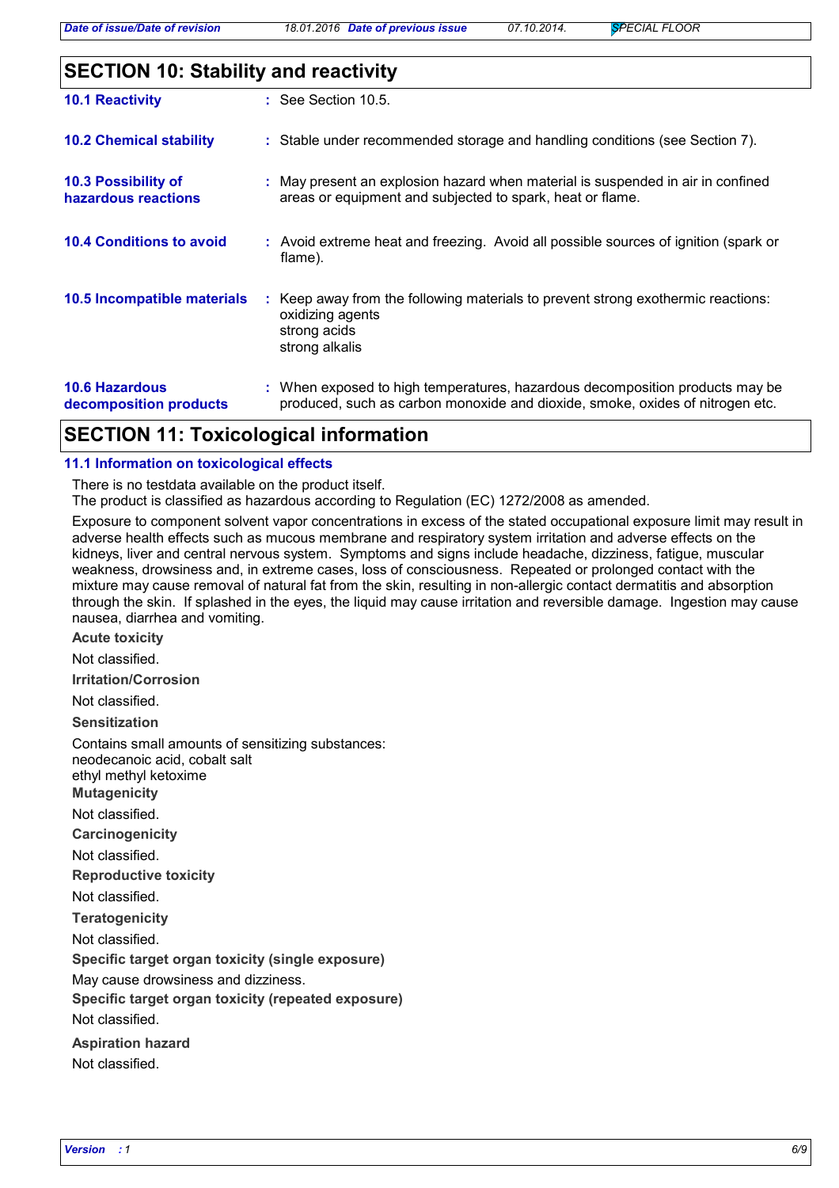## SECTION 10: Stability and reactivity

**10.1 Reactivity** : See Section 10.5.

**10.2 Chemical stability** : Stable under recommended storage and handling conditions (see Section 7).

**10.3 Possibility of hazardous reactions** : May present an explosion hazard when material is suspended in air in confined areas or equipment and subjected to spark, heat or flame.

**10.4 Conditions to avoid** : Avoid extreme heat and freezing. Avoid all possible sources of ignition (spark or flame).

**10.5 Incompatible materials** : Keep away from the following materials to prevent strong exothermic reactions:
oxidizing agents
strong acids
strong alkalis

**10.6 Hazardous decomposition products** : When exposed to high temperatures, hazardous decomposition products may be produced, such as carbon monoxide and dioxide, smoke, oxides of nitrogen etc.

## SECTION 11: Toxicological information

### 11.1 Information on toxicological effects

There is no testdata available on the product itself.
The product is classified as hazardous according to Regulation (EC) 1272/2008 as amended.

Exposure to component solvent vapor concentrations in excess of the stated occupational exposure limit may result in adverse health effects such as mucous membrane and respiratory system irritation and adverse effects on the kidneys, liver and central nervous system. Symptoms and signs include headache, dizziness, fatigue, muscular weakness, drowsiness and, in extreme cases, loss of consciousness. Repeated or prolonged contact with the mixture may cause removal of natural fat from the skin, resulting in non-allergic contact dermatitis and absorption through the skin. If splashed in the eyes, the liquid may cause irritation and reversible damage. Ingestion may cause nausea, diarrhea and vomiting.

**Acute toxicity**

Not classified.

**Irritation/Corrosion**

Not classified.

**Sensitization**

Contains small amounts of sensitizing substances:
neodecanoic acid, cobalt salt
ethyl methyl ketoxime

**Mutagenicity**

Not classified.

**Carcinogenicity**

Not classified.

**Reproductive toxicity**

Not classified.

**Teratogenicity**

Not classified.

**Specific target organ toxicity (single exposure)**

May cause drowsiness and dizziness.

**Specific target organ toxicity (repeated exposure)**

Not classified.

**Aspiration hazard**

Not classified.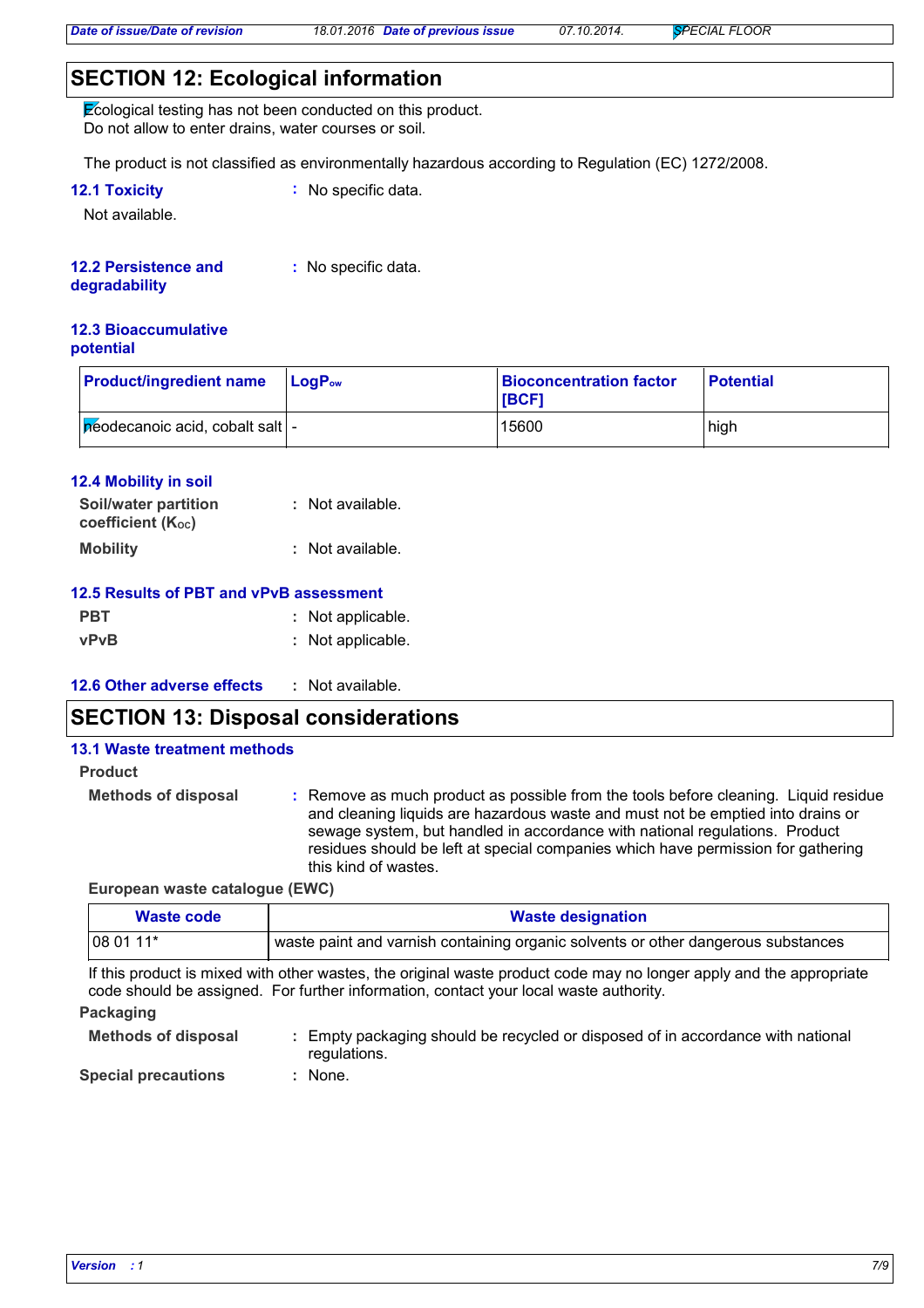## SECTION 12: Ecological information

Ecological testing has not been conducted on this product.
Do not allow to enter drains, water courses or soil.

The product is not classified as environmentally hazardous according to Regulation (EC) 1272/2008.

### 12.1 Toxicity

: No specific data.

Not available.

### 12.2 Persistence and degradability

: No specific data.

### 12.3 Bioaccumulative potential

| Product/ingredient name | $LogP_{ow}$ | Bioconcentration factor [BCF] | Potential |
|---|---|---|---|
| neodecanoic acid, cobalt salt | - | 15600 | high |

### 12.4 Mobility in soil

**Soil/water partition coefficient ($K_{OC}$)** : Not available.

**Mobility** : Not available.

### 12.5 Results of PBT and vPvB assessment

**PBT** : Not applicable.

**vPvB** : Not applicable.

### 12.6 Other adverse effects

: Not available.

## SECTION 13: Disposal considerations

### 13.1 Waste treatment methods

**Product**

**Methods of disposal** : Remove as much product as possible from the tools before cleaning. Liquid residue and cleaning liquids are hazardous waste and must not be emptied into drains or sewage system, but handled in accordance with national regulations. Product residues should be left at special companies which have permission for gathering this kind of wastes.

**European waste catalogue (EWC)**

| Waste code | Waste designation |
|---|---|
| 08 01 11* | waste paint and varnish containing organic solvents or other dangerous substances |

If this product is mixed with other wastes, the original waste product code may no longer apply and the appropriate code should be assigned. For further information, contact your local waste authority.

**Packaging**

**Methods of disposal** : Empty packaging should be recycled or disposed of in accordance with national regulations.

**Special precautions** : None.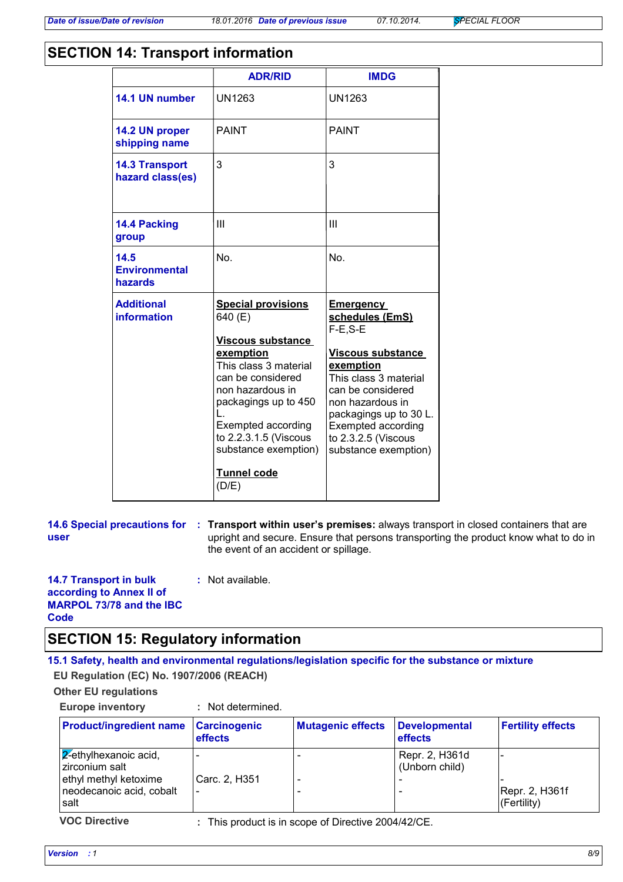## SECTION 14: Transport information

| | ADR/RID | IMDG |
|---|---|---|
| 14.1 UN number | UN1263 | UN1263 |
| 14.2 UN proper shipping name | PAINT | PAINT |
| 14.3 Transport hazard class(es) | 3 | 3 |
| 14.4 Packing group | III | III |
| 14.5 Environmental hazards | No. | No. |
| Additional information | **Special provisions** 640 (E) **Viscous substance exemption** This class 3 material can be considered non hazardous in packagings up to 450 L. Exempted according to 2.2.3.1.5 (Viscous substance exemption) **Tunnel code** (D/E) | **Emergency schedules (EmS)** F-E,S-E **Viscous substance exemption** This class 3 material can be considered non hazardous in packagings up to 30 L. Exempted according to 2.3.2.5 (Viscous substance exemption) |

**14.6 Special precautions for user** : **Transport within user's premises:** always transport in closed containers that are upright and secure. Ensure that persons transporting the product know what to do in the event of an accident or spillage.

**14.7 Transport in bulk according to Annex II of MARPOL 73/78 and the IBC Code** : Not available.

## SECTION 15: Regulatory information

### 15.1 Safety, health and environmental regulations/legislation specific for the substance or mixture

**EU Regulation (EC) No. 1907/2006 (REACH)**

**Other EU regulations**

**Europe inventory** : Not determined.

| Product/ingredient name | Carcinogenic effects | Mutagenic effects | Developmental effects | Fertility effects |
|---|---|---|---|---|
| 2-ethylhexanoic acid, zirconium salt | - | - | Repr. 2, H361d (Unborn child) | - |
| ethyl methyl ketoxime | Carc. 2, H351 | - | - | - |
| neodecanoic acid, cobalt salt | - | - | - | Repr. 2, H361f (Fertility) |

**VOC Directive** : This product is in scope of Directive 2004/42/CE.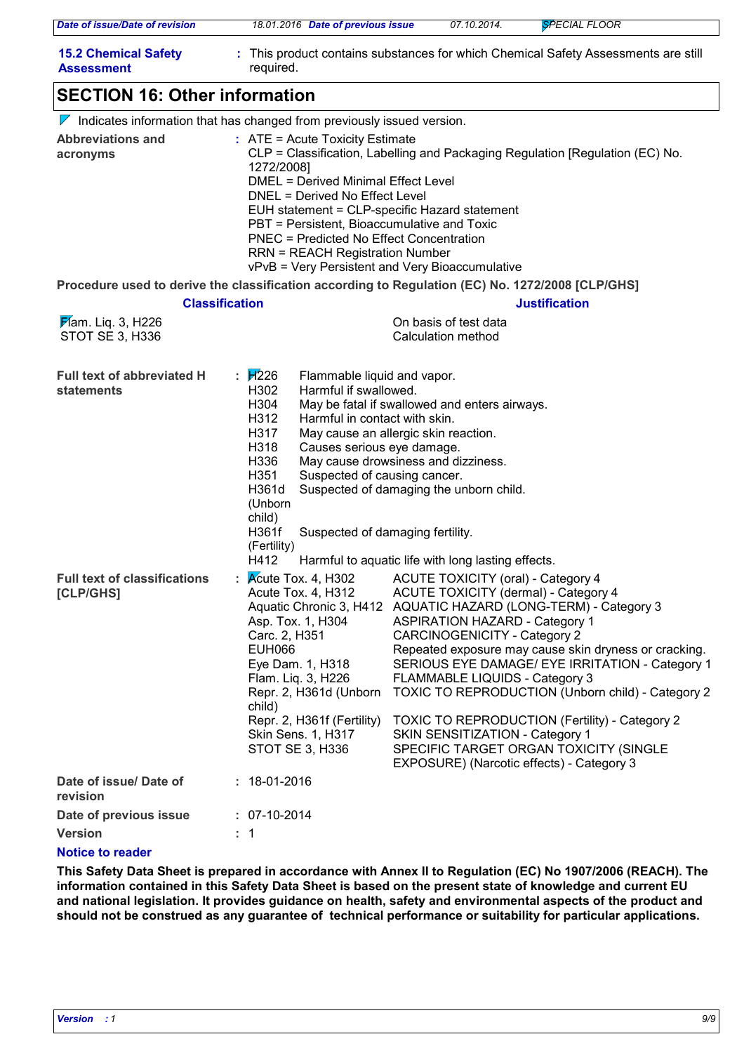**15.2 Chemical Safety Assessment** : This product contains substances for which Chemical Safety Assessments are still required.

## SECTION 16: Other information

Indicates information that has changed from previously issued version.

**Abbreviations and acronyms** :
ATE = Acute Toxicity Estimate
CLP = Classification, Labelling and Packaging Regulation [Regulation (EC) No. 1272/2008]
DMEL = Derived Minimal Effect Level
DNEL = Derived No Effect Level
EUH statement = CLP-specific Hazard statement
PBT = Persistent, Bioaccumulative and Toxic
PNEC = Predicted No Effect Concentration
RRN = REACH Registration Number
vPvB = Very Persistent and Very Bioaccumulative

**Procedure used to derive the classification according to Regulation (EC) No. 1272/2008 [CLP/GHS]**

| Classification | Justification |
|---|---|
| Flam. Liq. 3, H226 | On basis of test data |
| STOT SE 3, H336 | Calculation method |

**Full text of abbreviated H statements** :

| | |
|---|---|
| H226 | Flammable liquid and vapor. |
| H302 | Harmful if swallowed. |
| H304 | May be fatal if swallowed and enters airways. |
| H312 | Harmful in contact with skin. |
| H317 | May cause an allergic skin reaction. |
| H318 | Causes serious eye damage. |
| H336 | May cause drowsiness and dizziness. |
| H351 | Suspected of causing cancer. |
| H361d (Unborn child) | Suspected of damaging the unborn child. |
| H361f (Fertility) | Suspected of damaging fertility. |
| H412 | Harmful to aquatic life with long lasting effects. |

**Full text of classifications [CLP/GHS]** :

| | |
|---|---|
| Acute Tox. 4, H302 | ACUTE TOXICITY (oral) - Category 4 |
| Acute Tox. 4, H312 | ACUTE TOXICITY (dermal) - Category 4 |
| Aquatic Chronic 3, H412 | AQUATIC HAZARD (LONG-TERM) - Category 3 |
| Asp. Tox. 1, H304 | ASPIRATION HAZARD - Category 1 |
| Carc. 2, H351 | CARCINOGENICITY - Category 2 |
| EUH066 | Repeated exposure may cause skin dryness or cracking. |
| Eye Dam. 1, H318 | SERIOUS EYE DAMAGE/ EYE IRRITATION - Category 1 |
| Flam. Liq. 3, H226 | FLAMMABLE LIQUIDS - Category 3 |
| Repr. 2, H361d (Unborn child) | TOXIC TO REPRODUCTION (Unborn child) - Category 2 |
| Repr. 2, H361f (Fertility) | TOXIC TO REPRODUCTION (Fertility) - Category 2 |
| Skin Sens. 1, H317 | SKIN SENSITIZATION - Category 1 |
| STOT SE 3, H336 | SPECIFIC TARGET ORGAN TOXICITY (SINGLE EXPOSURE) (Narcotic effects) - Category 3 |

**Date of issue/ Date of revision** : 18-01-2016

**Date of previous issue** : 07-10-2014

**Version** : 1

### Notice to reader

**This Safety Data Sheet is prepared in accordance with Annex II to Regulation (EC) No 1907/2006 (REACH). The information contained in this Safety Data Sheet is based on the present state of knowledge and current EU and national legislation. It provides guidance on health, safety and environmental aspects of the product and should not be construed as any guarantee of technical performance or suitability for particular applications.**